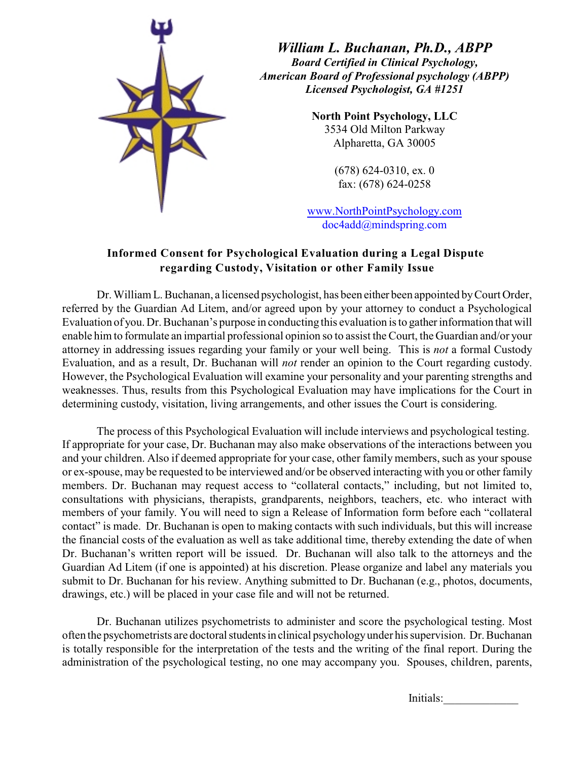***William L. Buchanan, Ph.D., ABPP***
***Board Certified in Clinical Psychology,***
***American Board of Professional psychology (ABPP)***
***Licensed Psychologist, GA #1251***

**North Point Psychology, LLC**
3534 Old Milton Parkway
Alpharetta, GA 30005

(678) 624-0310, ex. 0
fax: (678) 624-0258

www.NorthPointPsychology.com
doc4add@mindspring.com

## Informed Consent for Psychological Evaluation during a Legal Dispute regarding Custody, Visitation or other Family Issue

Dr. William L. Buchanan, a licensed psychologist, has been either been appointed by Court Order, referred by the Guardian Ad Litem, and/or agreed upon by your attorney to conduct a Psychological Evaluation of you. Dr. Buchanan's purpose in conducting this evaluation is to gather information that will enable him to formulate an impartial professional opinion so to assist the Court, the Guardian and/or your attorney in addressing issues regarding your family or your well being. This is *not* a formal Custody Evaluation, and as a result, Dr. Buchanan will *not* render an opinion to the Court regarding custody. However, the Psychological Evaluation will examine your personality and your parenting strengths and weaknesses. Thus, results from this Psychological Evaluation may have implications for the Court in determining custody, visitation, living arrangements, and other issues the Court is considering.

The process of this Psychological Evaluation will include interviews and psychological testing. If appropriate for your case, Dr. Buchanan may also make observations of the interactions between you and your children. Also if deemed appropriate for your case, other family members, such as your spouse or ex-spouse, may be requested to be interviewed and/or be observed interacting with you or other family members. Dr. Buchanan may request access to "collateral contacts," including, but not limited to, consultations with physicians, therapists, grandparents, neighbors, teachers, etc. who interact with members of your family. You will need to sign a Release of Information form before each "collateral contact" is made. Dr. Buchanan is open to making contacts with such individuals, but this will increase the financial costs of the evaluation as well as take additional time, thereby extending the date of when Dr. Buchanan's written report will be issued. Dr. Buchanan will also talk to the attorneys and the Guardian Ad Litem (if one is appointed) at his discretion. Please organize and label any materials you submit to Dr. Buchanan for his review. Anything submitted to Dr. Buchanan (e.g., photos, documents, drawings, etc.) will be placed in your case file and will not be returned.

Dr. Buchanan utilizes psychometrists to administer and score the psychological testing. Most often the psychometrists are doctoral students in clinical psychology under his supervision. Dr. Buchanan is totally responsible for the interpretation of the tests and the writing of the final report. During the administration of the psychological testing, no one may accompany you. Spouses, children, parents,

Initials:____________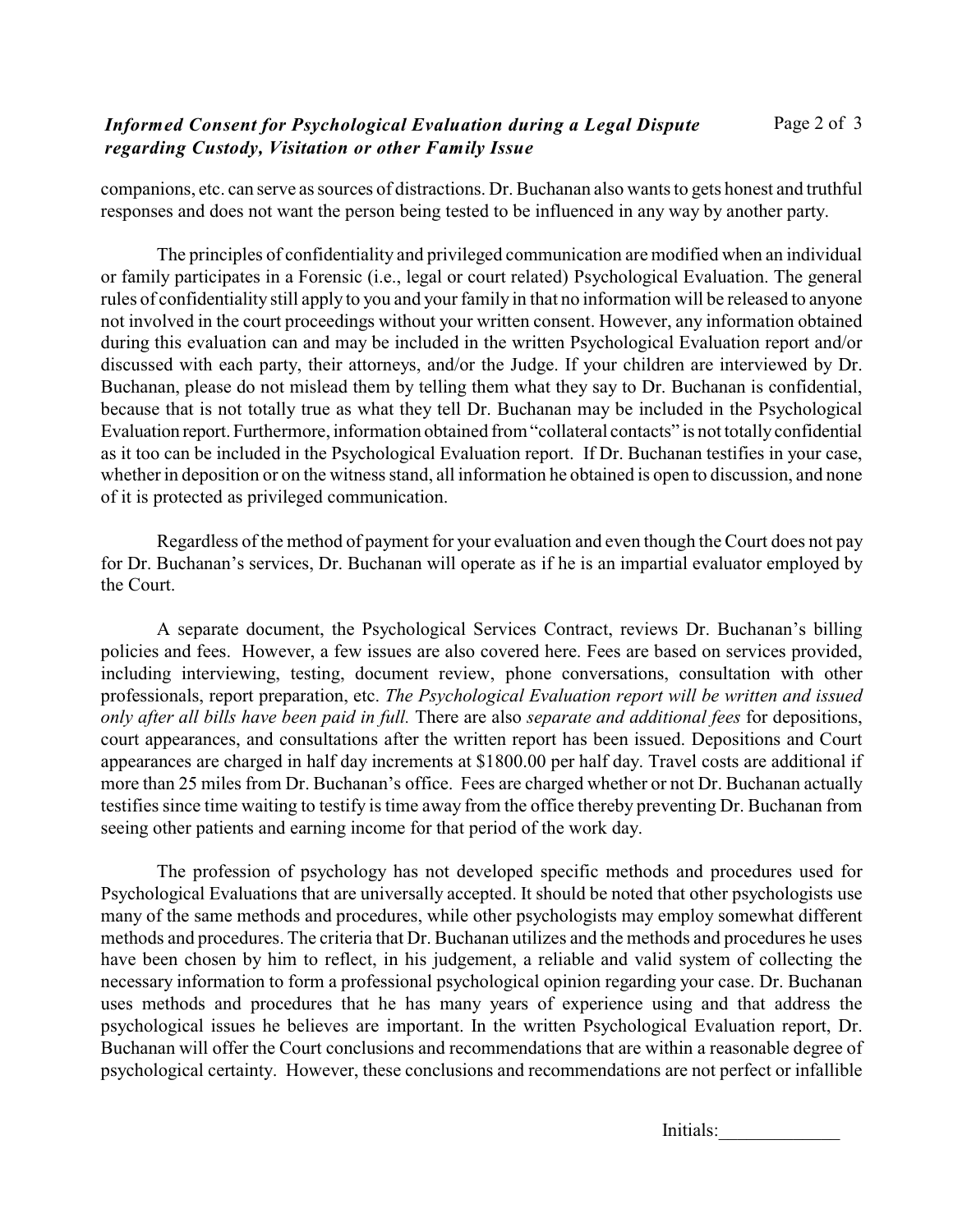companions, etc. can serve as sources of distractions. Dr. Buchanan also wants to gets honest and truthful responses and does not want the person being tested to be influenced in any way by another party.

The principles of confidentiality and privileged communication are modified when an individual or family participates in a Forensic (i.e., legal or court related) Psychological Evaluation. The general rules of confidentiality still apply to you and your family in that no information will be released to anyone not involved in the court proceedings without your written consent. However, any information obtained during this evaluation can and may be included in the written Psychological Evaluation report and/or discussed with each party, their attorneys, and/or the Judge. If your children are interviewed by Dr. Buchanan, please do not mislead them by telling them what they say to Dr. Buchanan is confidential, because that is not totally true as what they tell Dr. Buchanan may be included in the Psychological Evaluation report. Furthermore, information obtained from "collateral contacts" is not totally confidential as it too can be included in the Psychological Evaluation report. If Dr. Buchanan testifies in your case, whether in deposition or on the witness stand, all information he obtained is open to discussion, and none of it is protected as privileged communication.

Regardless of the method of payment for your evaluation and even though the Court does not pay for Dr. Buchanan's services, Dr. Buchanan will operate as if he is an impartial evaluator employed by the Court.

A separate document, the Psychological Services Contract, reviews Dr. Buchanan's billing policies and fees. However, a few issues are also covered here. Fees are based on services provided, including interviewing, testing, document review, phone conversations, consultation with other professionals, report preparation, etc. *The Psychological Evaluation report will be written and issued only after all bills have been paid in full.* There are also *separate and additional fees* for depositions, court appearances, and consultations after the written report has been issued. Depositions and Court appearances are charged in half day increments at $1800.00 per half day. Travel costs are additional if more than 25 miles from Dr. Buchanan's office. Fees are charged whether or not Dr. Buchanan actually testifies since time waiting to testify is time away from the office thereby preventing Dr. Buchanan from seeing other patients and earning income for that period of the work day.

The profession of psychology has not developed specific methods and procedures used for Psychological Evaluations that are universally accepted. It should be noted that other psychologists use many of the same methods and procedures, while other psychologists may employ somewhat different methods and procedures. The criteria that Dr. Buchanan utilizes and the methods and procedures he uses have been chosen by him to reflect, in his judgement, a reliable and valid system of collecting the necessary information to form a professional psychological opinion regarding your case. Dr. Buchanan uses methods and procedures that he has many years of experience using and that address the psychological issues he believes are important. In the written Psychological Evaluation report, Dr. Buchanan will offer the Court conclusions and recommendations that are within a reasonable degree of psychological certainty. However, these conclusions and recommendations are not perfect or infallible

Initials:_____________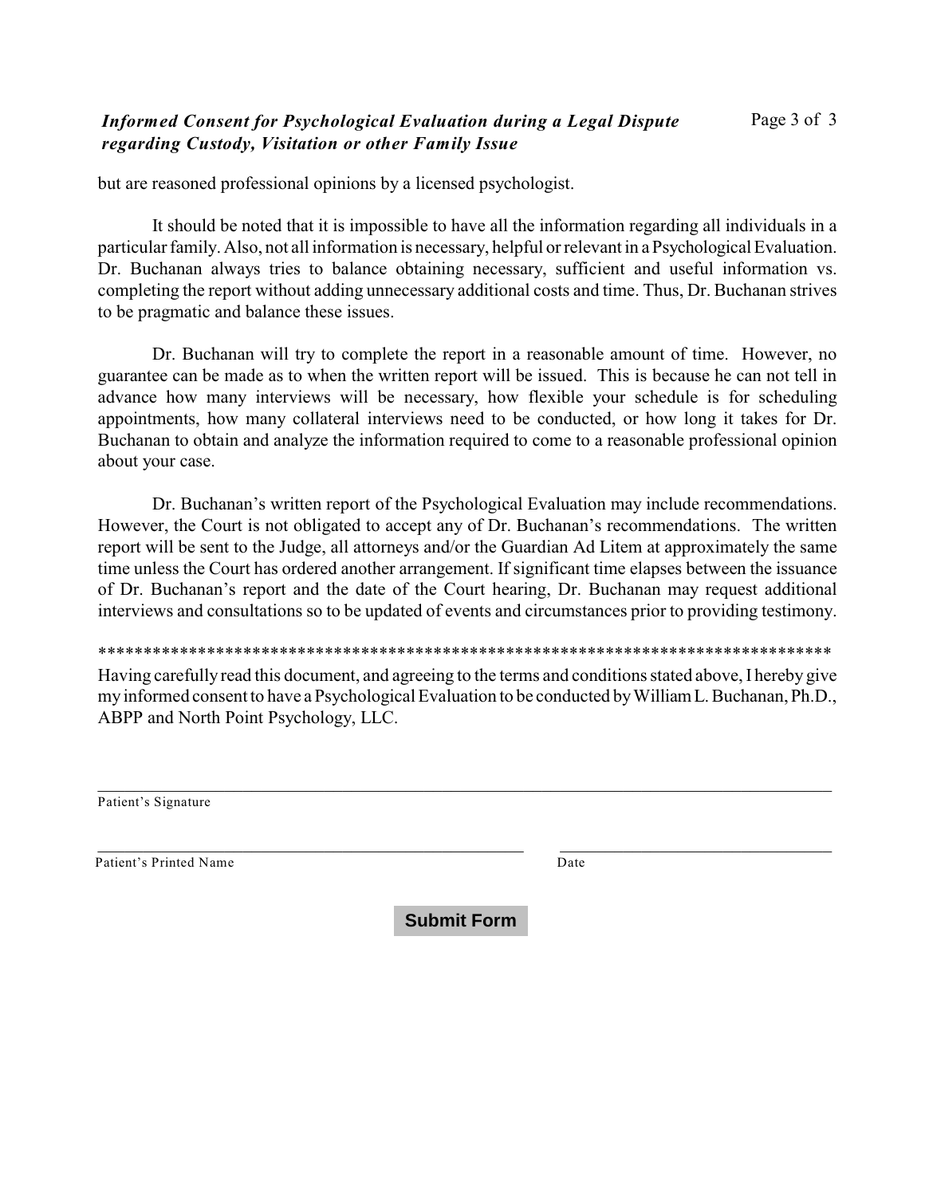but are reasoned professional opinions by a licensed psychologist.

It should be noted that it is impossible to have all the information regarding all individuals in a particular family. Also, not all information is necessary, helpful or relevant in a Psychological Evaluation. Dr. Buchanan always tries to balance obtaining necessary, sufficient and useful information vs. completing the report without adding unnecessary additional costs and time. Thus, Dr. Buchanan strives to be pragmatic and balance these issues.

Dr. Buchanan will try to complete the report in a reasonable amount of time. However, no guarantee can be made as to when the written report will be issued. This is because he can not tell in advance how many interviews will be necessary, how flexible your schedule is for scheduling appointments, how many collateral interviews need to be conducted, or how long it takes for Dr. Buchanan to obtain and analyze the information required to come to a reasonable professional opinion about your case.

Dr. Buchanan's written report of the Psychological Evaluation may include recommendations. However, the Court is not obligated to accept any of Dr. Buchanan's recommendations. The written report will be sent to the Judge, all attorneys and/or the Guardian Ad Litem at approximately the same time unless the Court has ordered another arrangement. If significant time elapses between the issuance of Dr. Buchanan's report and the date of the Court hearing, Dr. Buchanan may request additional interviews and consultations so to be updated of events and circumstances prior to providing testimony.

************************************************************************************

Having carefully read this document, and agreeing to the terms and conditions stated above, I hereby give my informed consent to have a Psychological Evaluation to be conducted by William L. Buchanan, Ph.D., ABPP and North Point Psychology, LLC.

\_\_\_\_\_\_\_\_\_\_\_\_\_\_\_\_\_\_\_\_\_\_\_\_\_\_\_\_\_\_\_\_\_\_\_\_\_\_\_\_\_\_\_\_\_\_\_\_\_\_\_\_

Patient's Signature

\_\_\_\_\_\_\_\_\_\_\_\_\_\_\_\_\_\_\_\_\_\_\_\_\_\_\_\_\_\_\_\_ \_\_\_\_\_\_\_\_\_\_\_\_\_\_\_\_\_\_\_\_

Patient's Printed Name Date

Submit Form